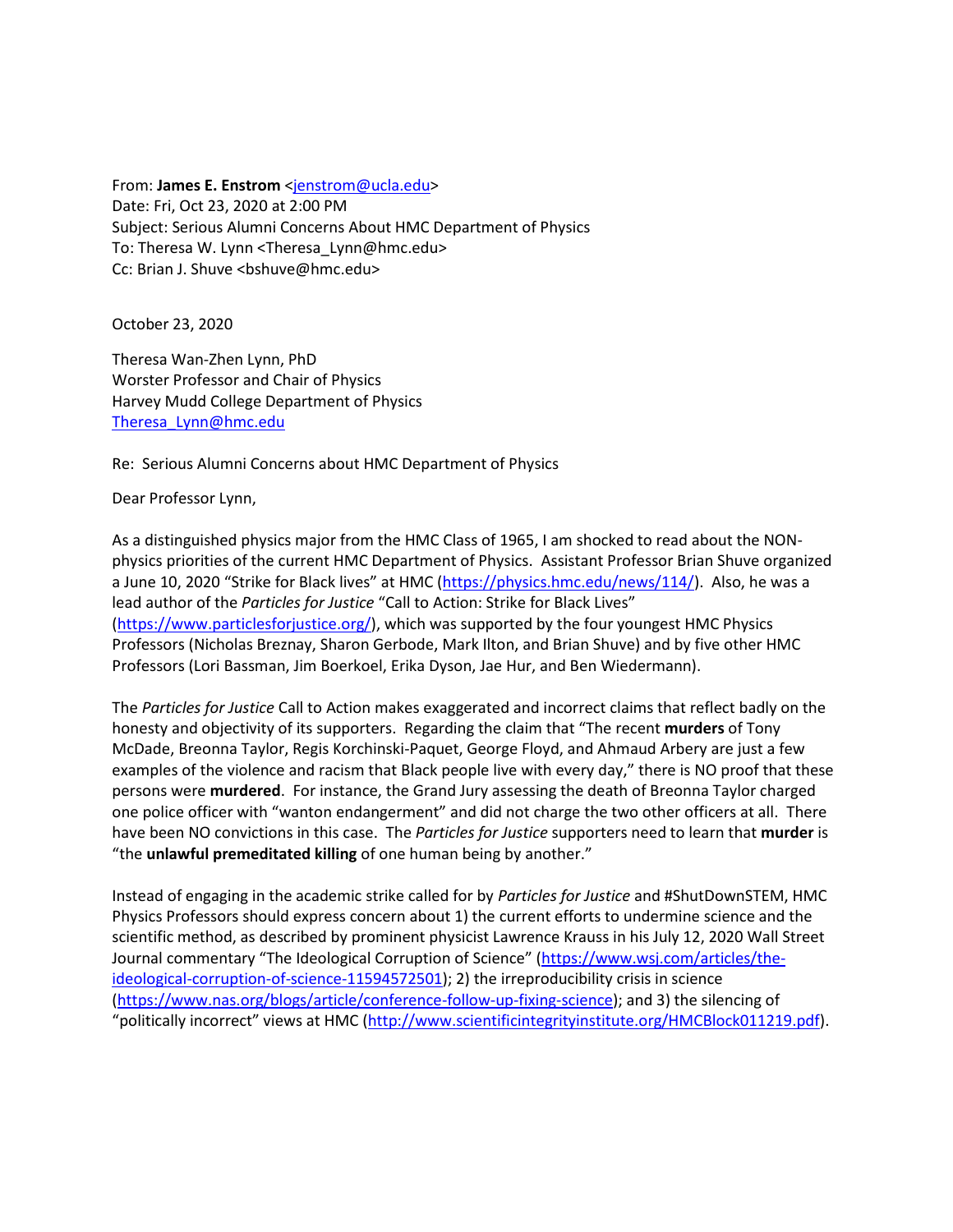From: **James E. Enstrom** <jenstrom@ucla.edu>
Date: Fri, Oct 23, 2020 at 2:00 PM
Subject: Serious Alumni Concerns About HMC Department of Physics
To: Theresa W. Lynn <Theresa_Lynn@hmc.edu>
Cc: Brian J. Shuve <bshuve@hmc.edu>

October 23, 2020

Theresa Wan-Zhen Lynn, PhD
Worster Professor and Chair of Physics
Harvey Mudd College Department of Physics
Theresa_Lynn@hmc.edu

Re: Serious Alumni Concerns about HMC Department of Physics

Dear Professor Lynn,

As a distinguished physics major from the HMC Class of 1965, I am shocked to read about the NON-physics priorities of the current HMC Department of Physics. Assistant Professor Brian Shuve organized a June 10, 2020 "Strike for Black lives" at HMC (https://physics.hmc.edu/news/114/). Also, he was a lead author of the *Particles for Justice* "Call to Action: Strike for Black Lives" (https://www.particlesforjustice.org/), which was supported by the four youngest HMC Physics Professors (Nicholas Breznay, Sharon Gerbode, Mark Ilton, and Brian Shuve) and by five other HMC Professors (Lori Bassman, Jim Boerkoel, Erika Dyson, Jae Hur, and Ben Wiedermann).

The *Particles for Justice* Call to Action makes exaggerated and incorrect claims that reflect badly on the honesty and objectivity of its supporters. Regarding the claim that "The recent **murders** of Tony McDade, Breonna Taylor, Regis Korchinski-Paquet, George Floyd, and Ahmaud Arbery are just a few examples of the violence and racism that Black people live with every day," there is NO proof that these persons were **murdered**. For instance, the Grand Jury assessing the death of Breonna Taylor charged one police officer with "wanton endangerment" and did not charge the two other officers at all. There have been NO convictions in this case. The *Particles for Justice* supporters need to learn that **murder** is "the **unlawful premeditated killing** of one human being by another."

Instead of engaging in the academic strike called for by *Particles for Justice* and #ShutDownSTEM, HMC Physics Professors should express concern about 1) the current efforts to undermine science and the scientific method, as described by prominent physicist Lawrence Krauss in his July 12, 2020 Wall Street Journal commentary "The Ideological Corruption of Science" (https://www.wsj.com/articles/the-ideological-corruption-of-science-11594572501); 2) the irreproducibility crisis in science (https://www.nas.org/blogs/article/conference-follow-up-fixing-science); and 3) the silencing of "politically incorrect" views at HMC (http://www.scientificintegrityinstitute.org/HMCBlock011219.pdf).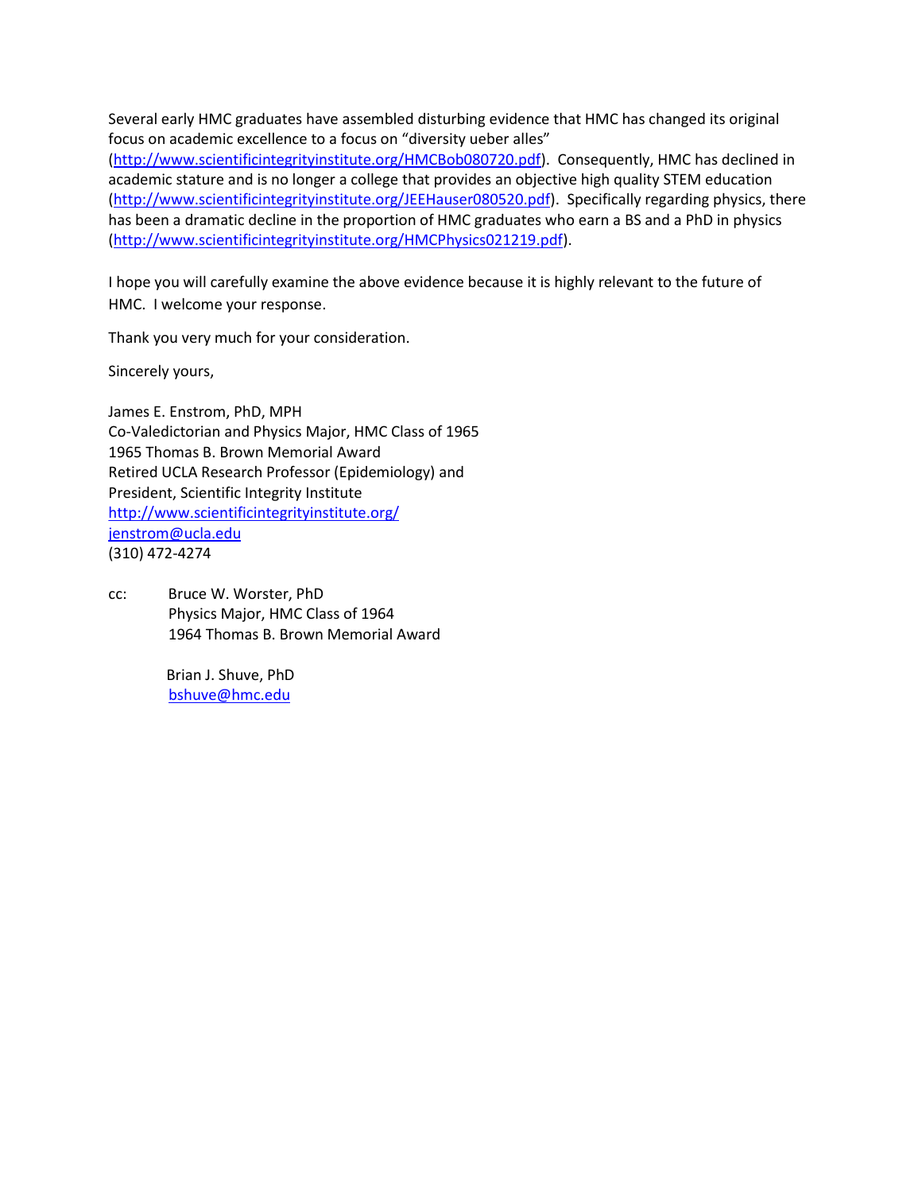Several early HMC graduates have assembled disturbing evidence that HMC has changed its original focus on academic excellence to a focus on "diversity ueber alles" (http://www.scientificintegrityinstitute.org/HMCBob080720.pdf). Consequently, HMC has declined in academic stature and is no longer a college that provides an objective high quality STEM education (http://www.scientificintegrityinstitute.org/JEEHauser080520.pdf). Specifically regarding physics, there has been a dramatic decline in the proportion of HMC graduates who earn a BS and a PhD in physics (http://www.scientificintegrityinstitute.org/HMCPhysics021219.pdf).

I hope you will carefully examine the above evidence because it is highly relevant to the future of HMC. I welcome your response.

Thank you very much for your consideration.

Sincerely yours,

James E. Enstrom, PhD, MPH
Co-Valedictorian and Physics Major, HMC Class of 1965
1965 Thomas B. Brown Memorial Award
Retired UCLA Research Professor (Epidemiology) and
President, Scientific Integrity Institute
http://www.scientificintegrityinstitute.org/
jenstrom@ucla.edu
(310) 472-4274

cc: Bruce W. Worster, PhD
Physics Major, HMC Class of 1964
1964 Thomas B. Brown Memorial Award

Brian J. Shuve, PhD
bshuve@hmc.edu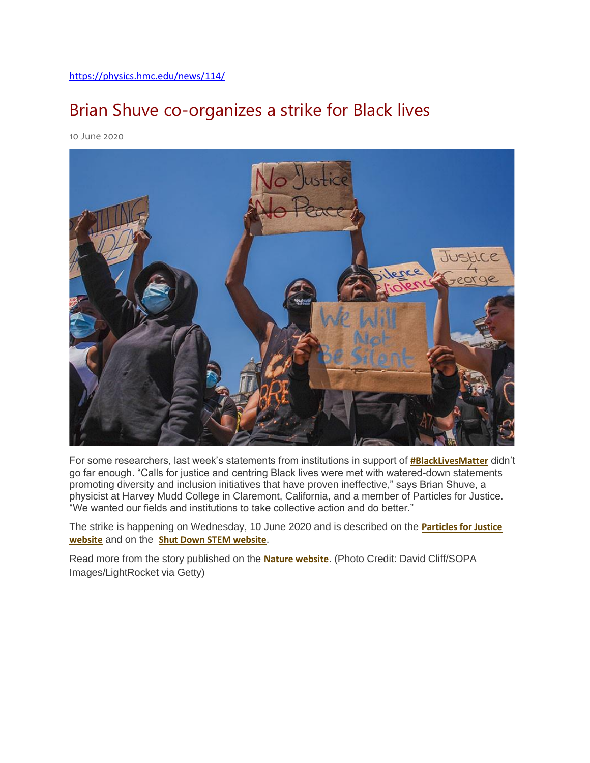https://physics.hmc.edu/news/114/

# Brian Shuve co-organizes a strike for Black lives

10 June 2020

For some researchers, last week's statements from institutions in support of **#BlackLivesMatter** didn't go far enough. "Calls for justice and centring Black lives were met with watered-down statements promoting diversity and inclusion initiatives that have proven ineffective," says Brian Shuve, a physicist at Harvey Mudd College in Claremont, California, and a member of Particles for Justice. "We wanted our fields and institutions to take collective action and do better."

The strike is happening on Wednesday, 10 June 2020 and is described on the **Particles for Justice website** and on the **Shut Down STEM website**.

Read more from the story published on the **Nature website**. (Photo Credit: David Cliff/SOPA Images/LightRocket via Getty)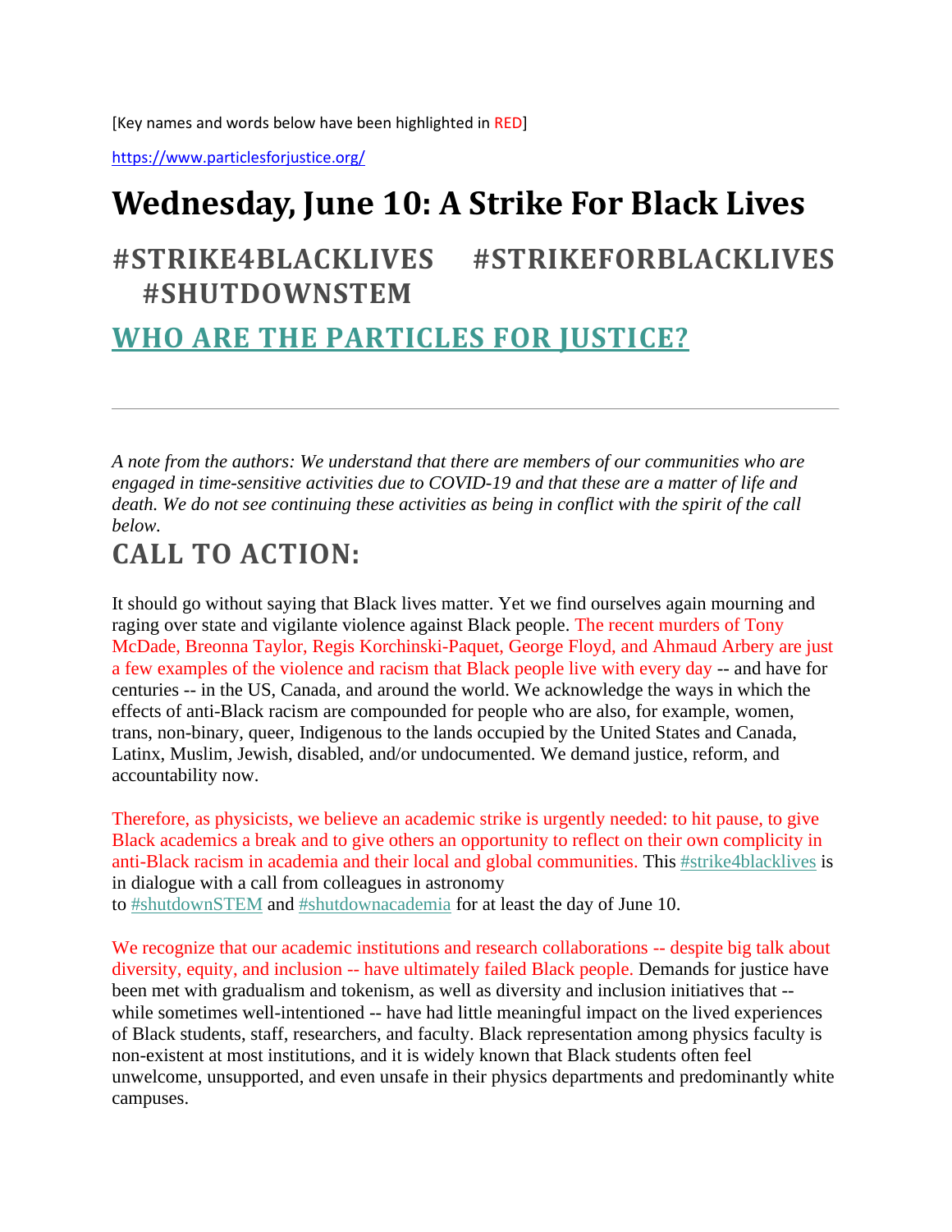[Key names and words below have been highlighted in RED]

https://www.particlesforjustice.org/

# Wednesday, June 10: A Strike For Black Lives

## #STRIKE4BLACKLIVES #STRIKEFORBLACKLIVES #SHUTDOWNSTEM

## WHO ARE THE PARTICLES FOR JUSTICE?

---

*A note from the authors: We understand that there are members of our communities who are engaged in time-sensitive activities due to COVID-19 and that these are a matter of life and death. We do not see continuing these activities as being in conflict with the spirit of the call below.*

## CALL TO ACTION:

It should go without saying that Black lives matter. Yet we find ourselves again mourning and raging over state and vigilante violence against Black people. The recent murders of Tony McDade, Breonna Taylor, Regis Korchinski-Paquet, George Floyd, and Ahmaud Arbery are just a few examples of the violence and racism that Black people live with every day -- and have for centuries -- in the US, Canada, and around the world. We acknowledge the ways in which the effects of anti-Black racism are compounded for people who are also, for example, women, trans, non-binary, queer, Indigenous to the lands occupied by the United States and Canada, Latinx, Muslim, Jewish, disabled, and/or undocumented. We demand justice, reform, and accountability now.

Therefore, as physicists, we believe an academic strike is urgently needed: to hit pause, to give Black academics a break and to give others an opportunity to reflect on their own complicity in anti-Black racism in academia and their local and global communities. This #strike4blacklives is in dialogue with a call from colleagues in astronomy to #shutdownSTEM and #shutdownacademia for at least the day of June 10.

We recognize that our academic institutions and research collaborations -- despite big talk about diversity, equity, and inclusion -- have ultimately failed Black people. Demands for justice have been met with gradualism and tokenism, as well as diversity and inclusion initiatives that -- while sometimes well-intentioned -- have had little meaningful impact on the lived experiences of Black students, staff, researchers, and faculty. Black representation among physics faculty is non-existent at most institutions, and it is widely known that Black students often feel unwelcome, unsupported, and even unsafe in their physics departments and predominantly white campuses.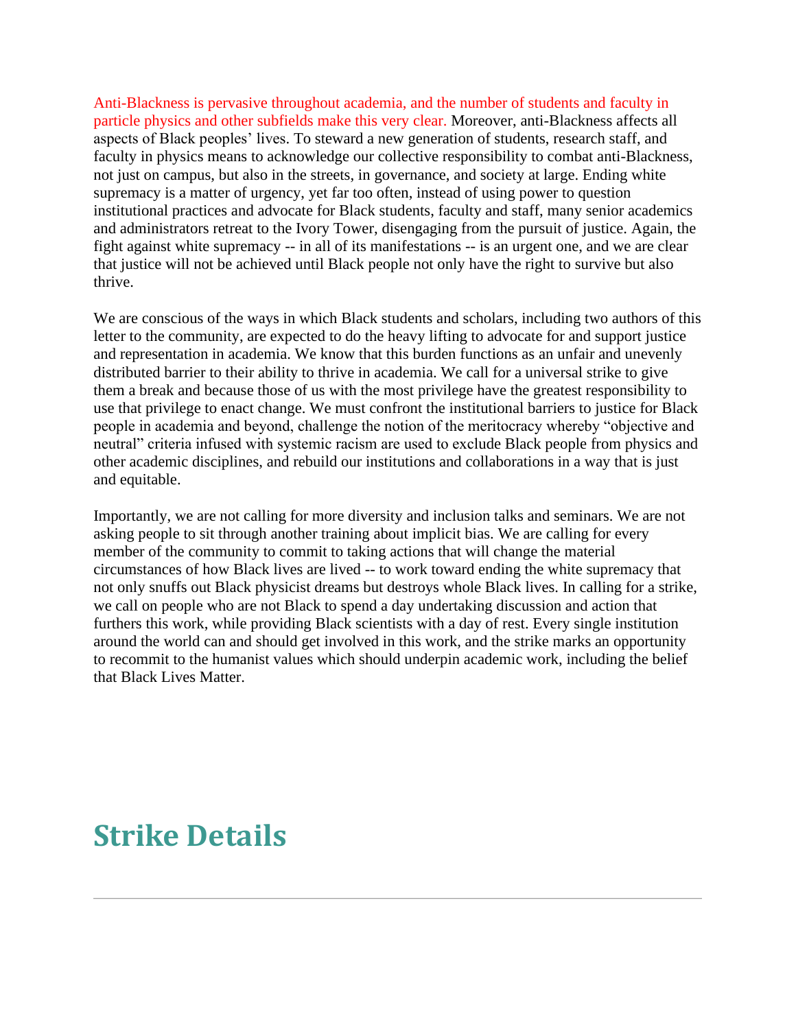Anti-Blackness is pervasive throughout academia, and the number of students and faculty in particle physics and other subfields make this very clear. Moreover, anti-Blackness affects all aspects of Black peoples' lives. To steward a new generation of students, research staff, and faculty in physics means to acknowledge our collective responsibility to combat anti-Blackness, not just on campus, but also in the streets, in governance, and society at large. Ending white supremacy is a matter of urgency, yet far too often, instead of using power to question institutional practices and advocate for Black students, faculty and staff, many senior academics and administrators retreat to the Ivory Tower, disengaging from the pursuit of justice. Again, the fight against white supremacy -- in all of its manifestations -- is an urgent one, and we are clear that justice will not be achieved until Black people not only have the right to survive but also thrive.

We are conscious of the ways in which Black students and scholars, including two authors of this letter to the community, are expected to do the heavy lifting to advocate for and support justice and representation in academia. We know that this burden functions as an unfair and unevenly distributed barrier to their ability to thrive in academia. We call for a universal strike to give them a break and because those of us with the most privilege have the greatest responsibility to use that privilege to enact change. We must confront the institutional barriers to justice for Black people in academia and beyond, challenge the notion of the meritocracy whereby "objective and neutral" criteria infused with systemic racism are used to exclude Black people from physics and other academic disciplines, and rebuild our institutions and collaborations in a way that is just and equitable.

Importantly, we are not calling for more diversity and inclusion talks and seminars. We are not asking people to sit through another training about implicit bias. We are calling for every member of the community to commit to taking actions that will change the material circumstances of how Black lives are lived -- to work toward ending the white supremacy that not only snuffs out Black physicist dreams but destroys whole Black lives. In calling for a strike, we call on people who are not Black to spend a day undertaking discussion and action that furthers this work, while providing Black scientists with a day of rest. Every single institution around the world can and should get involved in this work, and the strike marks an opportunity to recommit to the humanist values which should underpin academic work, including the belief that Black Lives Matter.

# Strike Details

---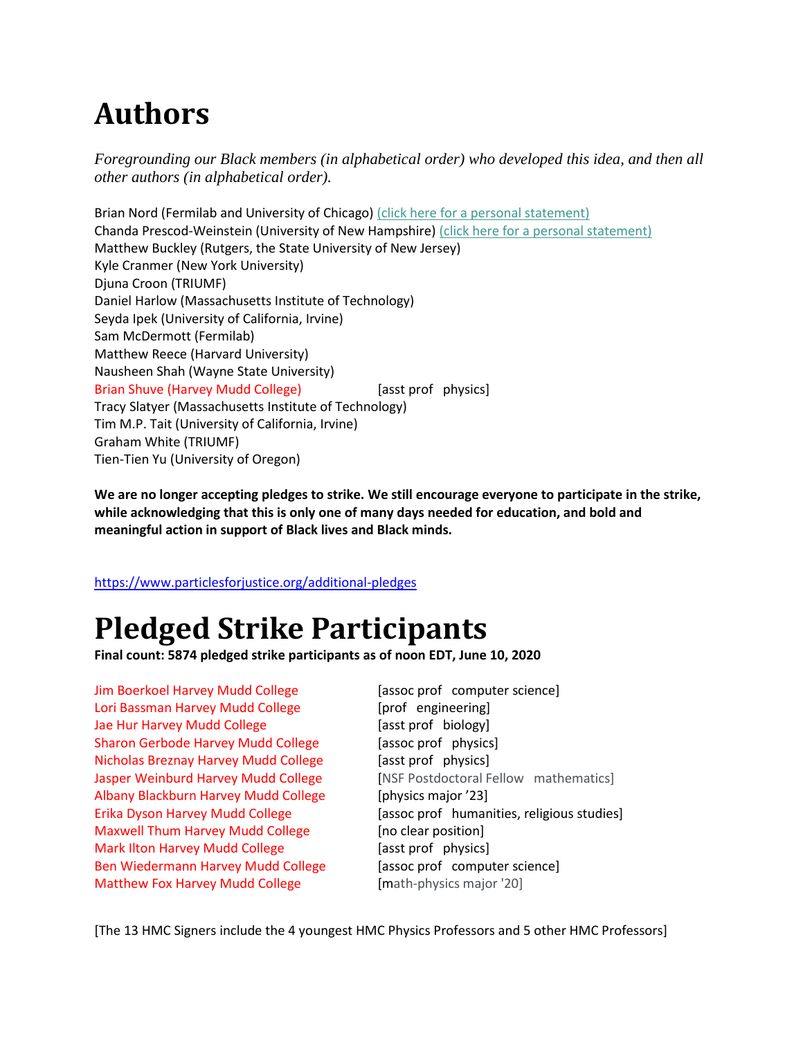# Authors

*Foregrounding our Black members (in alphabetical order) who developed this idea, and then all other authors (in alphabetical order).*

Brian Nord (Fermilab and University of Chicago) (click here for a personal statement)
Chanda Prescod-Weinstein (University of New Hampshire) (click here for a personal statement)
Matthew Buckley (Rutgers, the State University of New Jersey)
Kyle Cranmer (New York University)
Djuna Croon (TRIUMF)
Daniel Harlow (Massachusetts Institute of Technology)
Seyda Ipek (University of California, Irvine)
Sam McDermott (Fermilab)
Matthew Reece (Harvard University)
Nausheen Shah (Wayne State University)
Brian Shuve (Harvey Mudd College) [asst prof physics]
Tracy Slatyer (Massachusetts Institute of Technology)
Tim M.P. Tait (University of California, Irvine)
Graham White (TRIUMF)
Tien-Tien Yu (University of Oregon)

**We are no longer accepting pledges to strike. We still encourage everyone to participate in the strike, while acknowledging that this is only one of many days needed for education, and bold and meaningful action in support of Black lives and Black minds.**

https://www.particlesforjustice.org/additional-pledges

# Pledged Strike Participants

**Final count: 5874 pledged strike participants as of noon EDT, June 10, 2020**

| | |
|---|---|
| Jim Boerkoel Harvey Mudd College | [assoc prof computer science] |
| Lori Bassman Harvey Mudd College | [prof engineering] |
| Jae Hur Harvey Mudd College | [asst prof biology] |
| Sharon Gerbode Harvey Mudd College | [assoc prof physics] |
| Nicholas Breznay Harvey Mudd College | [asst prof physics] |
| Jasper Weinburd Harvey Mudd College | [NSF Postdoctoral Fellow mathematics] |
| Albany Blackburn Harvey Mudd College | [physics major '23] |
| Erika Dyson Harvey Mudd College | [assoc prof humanities, religious studies] |
| Maxwell Thum Harvey Mudd College | [no clear position] |
| Mark Ilton Harvey Mudd College | [asst prof physics] |
| Ben Wiedermann Harvey Mudd College | [assoc prof computer science] |
| Matthew Fox Harvey Mudd College | [math-physics major '20] |

[The 13 HMC Signers include the 4 youngest HMC Physics Professors and 5 other HMC Professors]